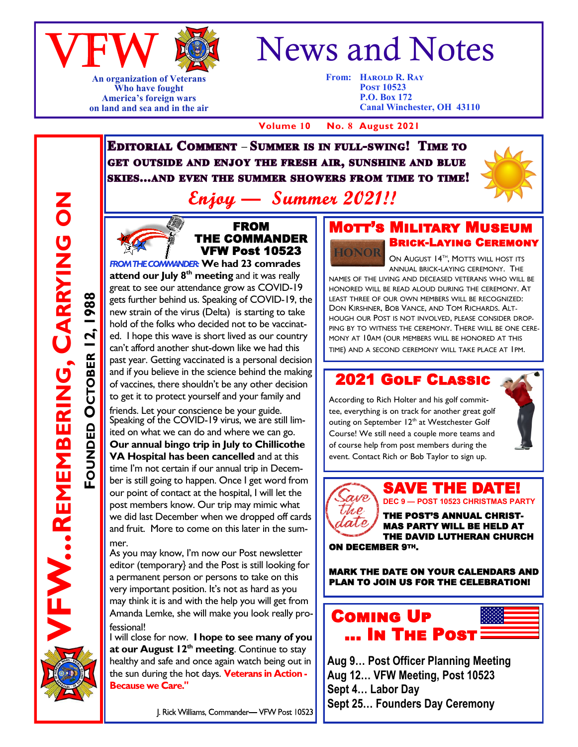# VFW News and Notes

An organization of Veterans Who have fought America's foreign wars on land and sea and in the air

From: Harold R. Ray
Post 10523
P.O. Box 172
Canal Winchester, OH 43110

Volume 10 No. 8 August 2021

**VFW…Remembering, Carrying On**

**Founded October 12, 1988**

**Editorial Comment – Summer is in full-swing! Time to get outside and enjoy the fresh air, sunshine and blue skies…and even the summer showers from time to time!**

*Enjoy — Summer 2021!!*

## From The Commander VFW Post 10523

*FROM THE COMMANDER:* **We had 23 comrades attend our July 8th meeting** and it was really great to see our attendance grow as COVID-19 gets further behind us. Speaking of COVID-19, the new strain of the virus (Delta) is starting to take hold of the folks who decided not to be vaccinated. I hope this wave is short lived as our country can't afford another shut-down like we had this past year. Getting vaccinated is a personal decision and if you believe in the science behind the making of vaccines, there shouldn't be any other decision to get it to protect yourself and your family and friends. Let your conscience be your guide.

Speaking of the COVID-19 virus, we are still limited on what we can do and where we can go. **Our annual bingo trip in July to Chillicothe VA Hospital has been cancelled** and at this time I'm not certain if our annual trip in December is still going to happen. Once I get word from our point of contact at the hospital, I will let the post members know. Our trip may mimic what we did last December when we dropped off cards and fruit. More to come on this later in the summer.

As you may know, I'm now our Post newsletter editor (temporary} and the Post is still looking for a permanent person or persons to take on this very important position. It's not as hard as you may think it is and with the help you will get from Amanda Lemke, she will make you look really professional!

I will close for now. **I hope to see many of you at our August 12th meeting**. Continue to stay healthy and safe and once again watch being out in the sun during the hot days. **Veterans in Action - Because we Care."**

J. Rick Williams, Commander— VFW Post 10523

## Mott's Military Museum

### Brick-Laying Ceremony

On August 14th, Motts will host its annual brick-laying ceremony. The names of the living and deceased veterans who will be honored will be read aloud during the ceremony. At least three of our own members will be recognized: Don Kirshner, Bob Vance, and Tom Richards. Although our Post is not involved, please consider dropping by to witness the ceremony. There will be one ceremony at 10am (our members will be honored at this time) and a second ceremony will take place at 1pm.

## 2021 Golf Classic

According to Rich Holter and his golf committee, everything is on track for another great golf outing on September 12th at Westchester Golf Course! We still need a couple more teams and of course help from post members during the event. Contact Rich or Bob Taylor to sign up.

## SAVE THE DATE!

**DEC 9 — POST 10523 CHRISTMAS PARTY**

**THE POST'S ANNUAL CHRISTMAS PARTY WILL BE HELD AT THE DAVID LUTHERAN CHURCH ON DECEMBER 9TH.**

**MARK THE DATE ON YOUR CALENDARS AND PLAN TO JOIN US FOR THE CELEBRATION!**

## Coming Up … In The Post

**Aug 9… Post Officer Planning Meeting**
**Aug 12… VFW Meeting, Post 10523**
**Sept 4… Labor Day**
**Sept 25… Founders Day Ceremony**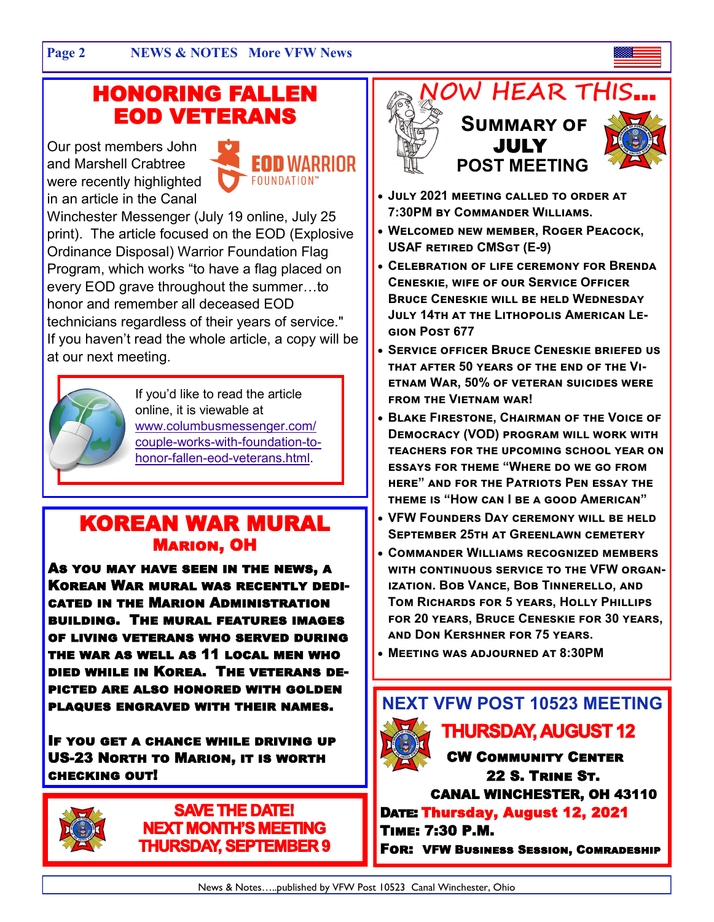## HONORING FALLEN EOD VETERANS

Our post members John and Marshell Crabtree were recently highlighted in an article in the Canal Winchester Messenger (July 19 online, July 25 print). The article focused on the EOD (Explosive Ordinance Disposal) Warrior Foundation Flag Program, which works "to have a flag placed on every EOD grave throughout the summer…to honor and remember all deceased EOD technicians regardless of their years of service." If you haven't read the whole article, a copy will be at our next meeting.

EOD WARRIOR FOUNDATION™

If you'd like to read the article online, it is viewable at www.columbusmessenger.com/couple-works-with-foundation-to-honor-fallen-eod-veterans.html.

## KOREAN WAR MURAL

### Marion, OH

**As you may have seen in the news, a Korean War mural was recently dedicated in the Marion Administration building. The mural features images of living veterans who served during the war as well as 11 local men who died while in Korea. The veterans depicted are also honored with golden plaques engraved with their names.**

**If you get a chance while driving up US-23 North to Marion, it is worth checking out!**

**SAVE THE DATE!**
**NEXT MONTH'S MEETING**
**THURSDAY, SEPTEMBER 9**

## NOW HEAR THIS…

### Summary of July Post Meeting

- July 2021 meeting called to order at 7:30PM by Commander Williams.
- Welcomed new member, Roger Peacock, USAF retired CMSgt (E-9)
- Celebration of life ceremony for Brenda Ceneskie, wife of our Service Officer Bruce Ceneskie will be held Wednesday July 14th at the Lithopolis American Legion Post 677
- Service officer Bruce Ceneskie briefed us that after 50 years of the end of the Vietnam War, 50% of veteran suicides were from the Vietnam war!
- Blake Firestone, Chairman of the Voice of Democracy (VOD) program will work with teachers for the upcoming school year on essays for theme "Where do we go from here" and for the Patriots Pen essay the theme is "How can I be a good American"
- VFW Founders Day ceremony will be held September 25th at Greenlawn Cemetery
- Commander Williams recognized members with continuous service to the VFW organization. Bob Vance, Bob Tinnerello, and Tom Richards for 5 years, Holly Phillips for 20 years, Bruce Ceneskie for 30 years, and Don Kershner for 75 years.
- Meeting was adjourned at 8:30PM

## NEXT VFW POST 10523 MEETING

**THURSDAY, AUGUST 12**

**CW Community Center**
**22 S. Trine St.**
**CANAL WINCHESTER, OH 43110**

**Date:** Thursday, August 12, 2021
**Time:** 7:30 P.M.
**For:** VFW Business Session, Comradeship